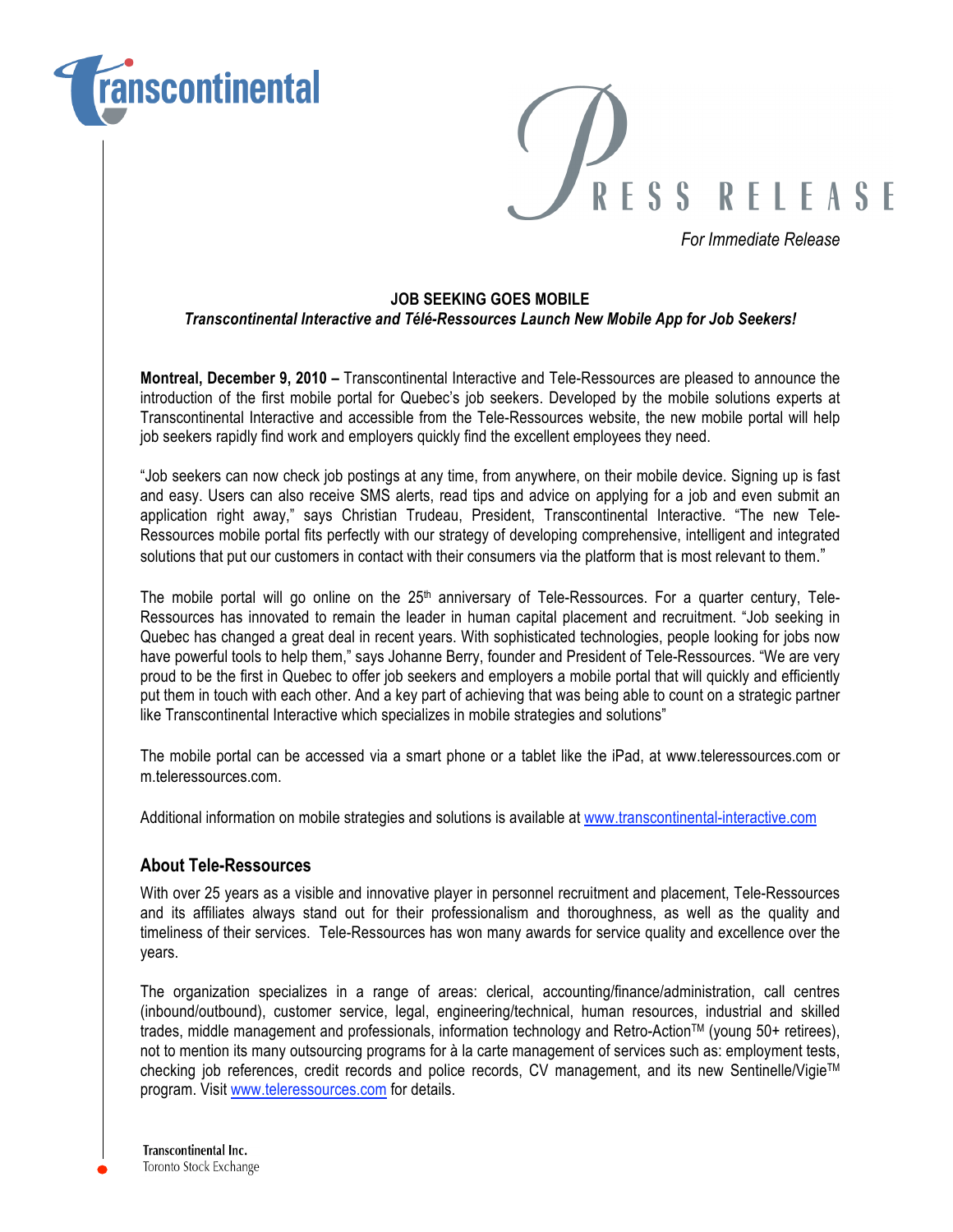# PRESS RELEASE

*For Immediate Release*

**JOB SEEKING GOES MOBLE**

***Transcontinental Interactive and Télé-Ressources Launch New Mobile App for Job Seekers!***

**Montreal, December 9, 2010 –** Transcontinental Interactive and Tele-Ressources are pleased to announce the introduction of the first mobile portal for Quebec's job seekers. Developed by the mobile solutions experts at Transcontinental Interactive and accessible from the Tele-Ressources website, the new mobile portal will help job seekers rapidly find work and employers quickly find the excellent employees they need.

"Job seekers can now check job postings at any time, from anywhere, on their mobile device. Signing up is fast and easy. Users can also receive SMS alerts, read tips and advice on applying for a job and even submit an application right away," says Christian Trudeau, President, Transcontinental Interactive. "The new Tele-Ressources mobile portal fits perfectly with our strategy of developing comprehensive, intelligent and integrated solutions that put our customers in contact with their consumers via the platform that is most relevant to them."

The mobile portal will go online on the 25th anniversary of Tele-Ressources. For a quarter century, Tele-Ressources has innovated to remain the leader in human capital placement and recruitment. "Job seeking in Quebec has changed a great deal in recent years. With sophisticated technologies, people looking for jobs now have powerful tools to help them," says Johanne Berry, founder and President of Tele-Ressources. "We are very proud to be the first in Quebec to offer job seekers and employers a mobile portal that will quickly and efficiently put them in touch with each other. And a key part of achieving that was being able to count on a strategic partner like Transcontinental Interactive which specializes in mobile strategies and solutions"

The mobile portal can be accessed via a smart phone or a tablet like the iPad, at www.teleressources.com or m.teleressources.com.

Additional information on mobile strategies and solutions is available at www.transcontinental-interactive.com

## About Tele-Ressources

With over 25 years as a visible and innovative player in personnel recruitment and placement, Tele-Ressources and its affiliates always stand out for their professionalism and thoroughness, as well as the quality and timeliness of their services. Tele-Ressources has won many awards for service quality and excellence over the years.

The organization specializes in a range of areas: clerical, accounting/finance/administration, call centres (inbound/outbound), customer service, legal, engineering/technical, human resources, industrial and skilled trades, middle management and professionals, information technology and Retro-Action™ (young 50+ retirees), not to mention its many outsourcing programs for à la carte management of services such as: employment tests, checking job references, credit records and police records, CV management, and its new Sentinelle/Vigie™ program. Visit www.teleressources.com for details.

Transcontinental Inc.
Toronto Stock Exchange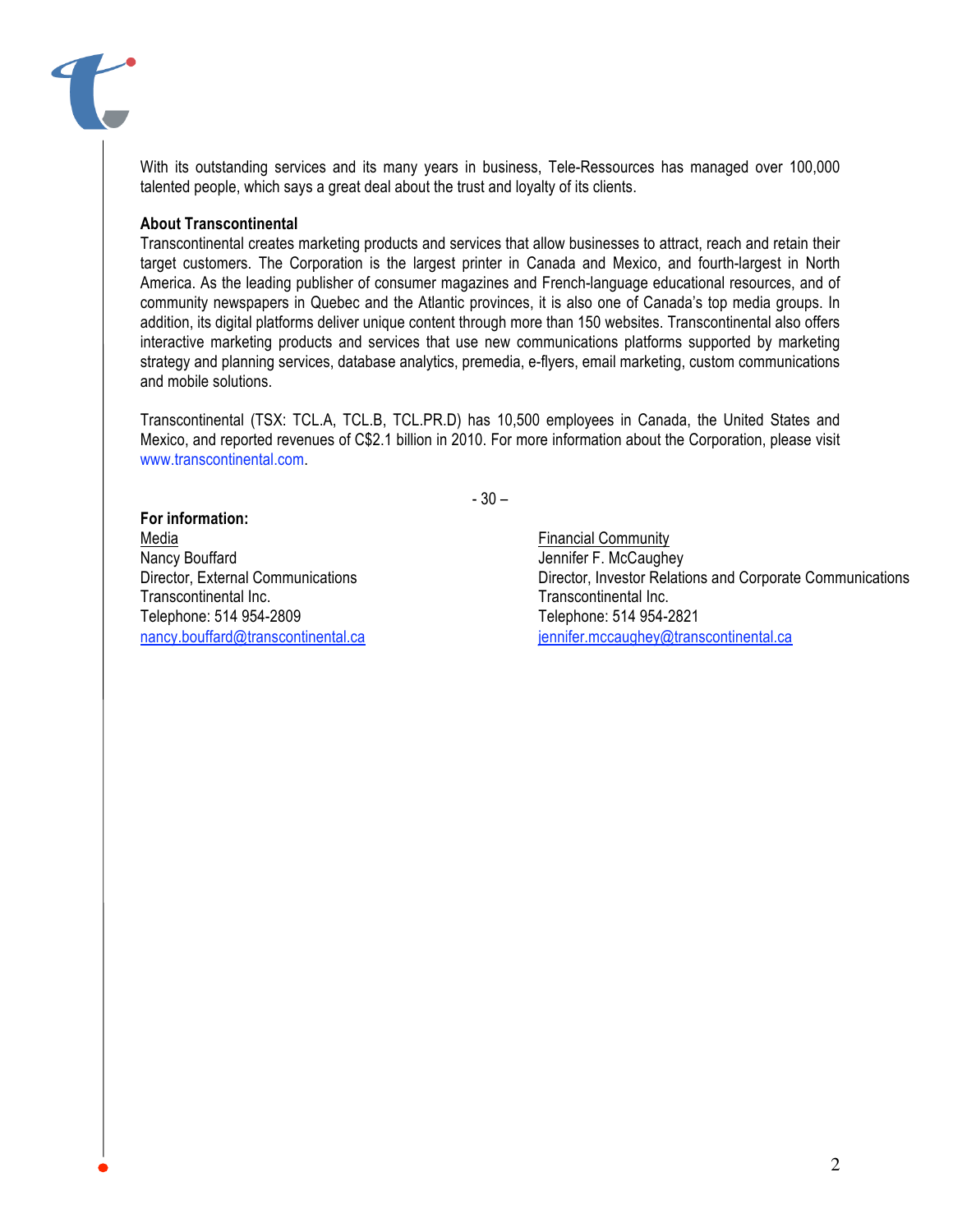With its outstanding services and its many years in business, Tele-Ressources has managed over 100,000 talented people, which says a great deal about the trust and loyalty of its clients.

**About Transcontinental**

Transcontinental creates marketing products and services that allow businesses to attract, reach and retain their target customers. The Corporation is the largest printer in Canada and Mexico, and fourth-largest in North America. As the leading publisher of consumer magazines and French-language educational resources, and of community newspapers in Quebec and the Atlantic provinces, it is also one of Canada's top media groups. In addition, its digital platforms deliver unique content through more than 150 websites. Transcontinental also offers interactive marketing products and services that use new communications platforms supported by marketing strategy and planning services, database analytics, premedia, e-flyers, email marketing, custom communications and mobile solutions.

Transcontinental (TSX: TCL.A, TCL.B, TCL.PR.D) has 10,500 employees in Canada, the United States and Mexico, and reported revenues of C$2.1 billion in 2010. For more information about the Corporation, please visit www.transcontinental.com.

\- 30 –

**For information:**

Media
Nancy Bouffard
Director, External Communications
Transcontinental Inc.
Telephone: 514 954-2809
nancy.bouffard@transcontinental.ca

Financial Community
Jennifer F. McCaughey
Director, Investor Relations and Corporate Communications
Transcontinental Inc.
Telephone: 514 954-2821
jennifer.mccaughey@transcontinental.ca